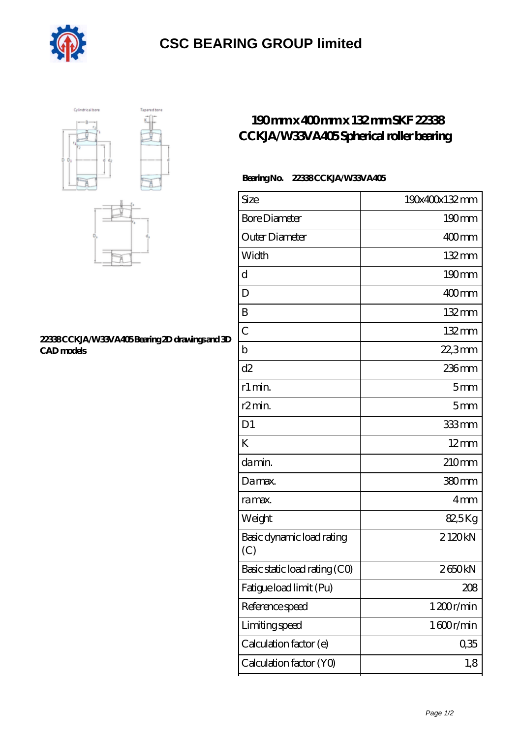# CSC BEARING GROUP limited

## 190mm x 400mm x 132mm SKF 22338 CCKJA/W33VA405 Spherical roller bearing

22338 CCKJA/W33VA405 Bearing 2D drawings and 3D CAD models

**Bearing No.** 22338 CCKJA/W33VA405

| Size | 190x400x132 mm |
|---|---|
| Bore Diameter | 190 mm |
| Outer Diameter | 400 mm |
| Width | 132 mm |
| d | 190 mm |
| D | 400 mm |
| B | 132 mm |
| C | 132 mm |
| b | 22,3 mm |
| d2 | 236 mm |
| r1 min. | 5 mm |
| r2 min. | 5 mm |
| D1 | 333 mm |
| K | 12 mm |
| da min. | 210 mm |
| Da max. | 380 mm |
| ra max. | 4 mm |
| Weight | 82,5 Kg |
| Basic dynamic load rating (C) | 2 120 kN |
| Basic static load rating (C0) | 2 650 kN |
| Fatigue load limit (Pu) | 208 |
| Reference speed | 1 200 r/min |
| Limiting speed | 1 600 r/min |
| Calculation factor (e) | 0,35 |
| Calculation factor (Y0) | 1,8 |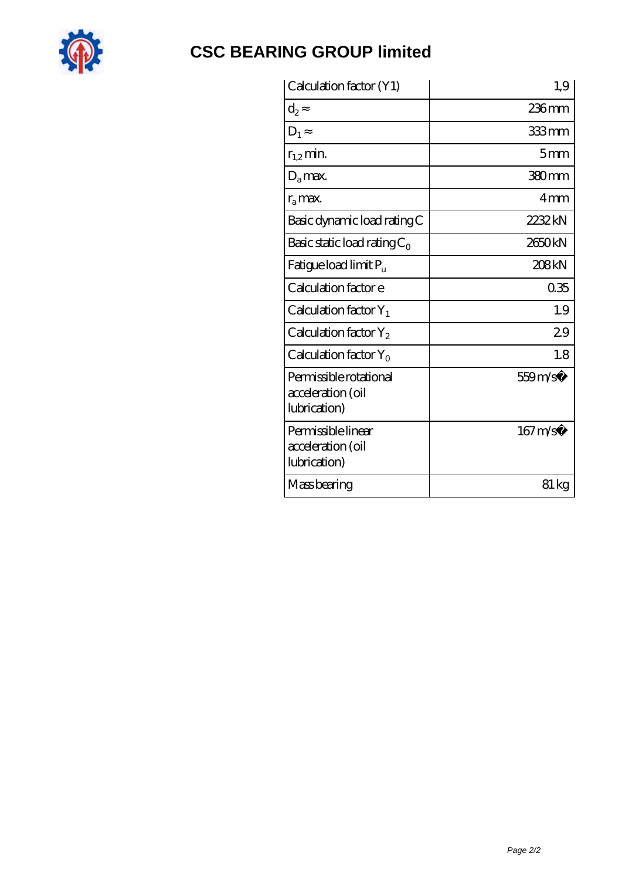| | |
|---|---|
| Calculation factor (Y1) | 1,9 |
| $d_2 \approx$ | 236 mm |
| $D_1 \approx$ | 333 mm |
| $r_{1,2}$ min. | 5 mm |
| $D_a$ max. | 380 mm |
| $r_a$ max. | 4 mm |
| Basic dynamic load rating C | 2232 kN |
| Basic static load rating $C_0$ | 2650 kN |
| Fatigue load limit $P_u$ | 208 kN |
| Calculation factor e | 0.35 |
| Calculation factor $Y_1$ | 1.9 |
| Calculation factor $Y_2$ | 2.9 |
| Calculation factor $Y_0$ | 1.8 |
| Permissible rotational acceleration (oil lubrication) | 559 m/s� |
| Permissible linear acceleration (oil lubrication) | 167 m/s� |
| Mass bearing | 81 kg |